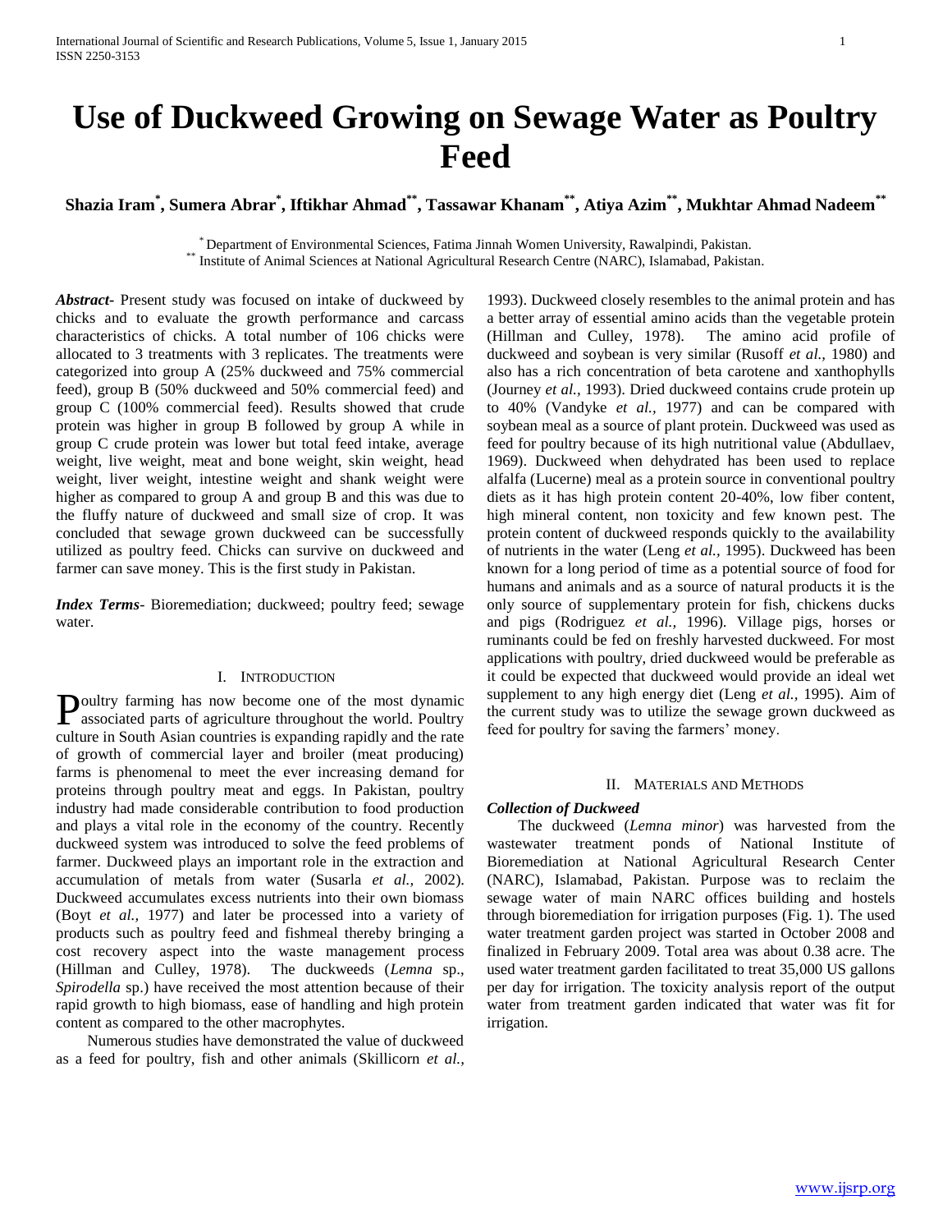# Use of Duckweed Growing on Sewage Water as Poultry Feed

**Shazia Iram[*], Sumera Abrar[*], Iftikhar Ahmad[**], Tassawar Khanam[**], Atiya Azim[**], Mukhtar Ahmad Nadeem[**]**

[*] Department of Environmental Sciences, Fatima Jinnah Women University, Rawalpindi, Pakistan.
[**] Institute of Animal Sciences at National Agricultural Research Centre (NARC), Islamabad, Pakistan.

***Abstract-*** Present study was focused on intake of duckweed by chicks and to evaluate the growth performance and carcass characteristics of chicks. A total number of 106 chicks were allocated to 3 treatments with 3 replicates. The treatments were categorized into group A (25% duckweed and 75% commercial feed), group B (50% duckweed and 50% commercial feed) and group C (100% commercial feed). Results showed that crude protein was higher in group B followed by group A while in group C crude protein was lower but total feed intake, average weight, live weight, meat and bone weight, skin weight, head weight, liver weight, intestine weight and shank weight were higher as compared to group A and group B and this was due to the fluffy nature of duckweed and small size of crop. It was concluded that sewage grown duckweed can be successfully utilized as poultry feed. Chicks can survive on duckweed and farmer can save money. This is the first study in Pakistan.

***Index Terms*-** Bioremediation; duckweed; poultry feed; sewage water.

## I. Introduction

Poultry farming has now become one of the most dynamic associated parts of agriculture throughout the world. Poultry culture in South Asian countries is expanding rapidly and the rate of growth of commercial layer and broiler (meat producing) farms is phenomenal to meet the ever increasing demand for proteins through poultry meat and eggs. In Pakistan, poultry industry had made considerable contribution to food production and plays a vital role in the economy of the country. Recently duckweed system was introduced to solve the feed problems of farmer. Duckweed plays an important role in the extraction and accumulation of metals from water (Susarla *et al.,* 2002). Duckweed accumulates excess nutrients into their own biomass (Boyt *et al.,* 1977) and later be processed into a variety of products such as poultry feed and fishmeal thereby bringing a cost recovery aspect into the waste management process (Hillman and Culley, 1978). The duckweeds (*Lemna* sp., *Spirodella* sp.) have received the most attention because of their rapid growth to high biomass, ease of handling and high protein content as compared to the other macrophytes.

Numerous studies have demonstrated the value of duckweed as a feed for poultry, fish and other animals (Skillicorn *et al.,* 1993). Duckweed closely resembles to the animal protein and has a better array of essential amino acids than the vegetable protein (Hillman and Culley, 1978). The amino acid profile of duckweed and soybean is very similar (Rusoff *et al.,* 1980) and also has a rich concentration of beta carotene and xanthophylls (Journey *et al.,* 1993). Dried duckweed contains crude protein up to 40% (Vandyke *et al.,* 1977) and can be compared with soybean meal as a source of plant protein. Duckweed was used as feed for poultry because of its high nutritional value (Abdullaev, 1969). Duckweed when dehydrated has been used to replace alfalfa (Lucerne) meal as a protein source in conventional poultry diets as it has high protein content 20-40%, low fiber content, high mineral content, non toxicity and few known pest. The protein content of duckweed responds quickly to the availability of nutrients in the water (Leng *et al.,* 1995). Duckweed has been known for a long period of time as a potential source of food for humans and animals and as a source of natural products it is the only source of supplementary protein for fish, chickens ducks and pigs (Rodriguez *et al.,* 1996). Village pigs, horses or ruminants could be fed on freshly harvested duckweed. For most applications with poultry, dried duckweed would be preferable as it could be expected that duckweed would provide an ideal wet supplement to any high energy diet (Leng *et al.,* 1995). Aim of the current study was to utilize the sewage grown duckweed as feed for poultry for saving the farmers' money.

## II. Materials and Methods

### *Collection of Duckweed*

The duckweed (*Lemna minor*) was harvested from the wastewater treatment ponds of National Institute of Bioremediation at National Agricultural Research Center (NARC), Islamabad, Pakistan. Purpose was to reclaim the sewage water of main NARC offices building and hostels through bioremediation for irrigation purposes (Fig. 1). The used water treatment garden project was started in October 2008 and finalized in February 2009. Total area was about 0.38 acre. The used water treatment garden facilitated to treat 35,000 US gallons per day for irrigation. The toxicity analysis report of the output water from treatment garden indicated that water was fit for irrigation.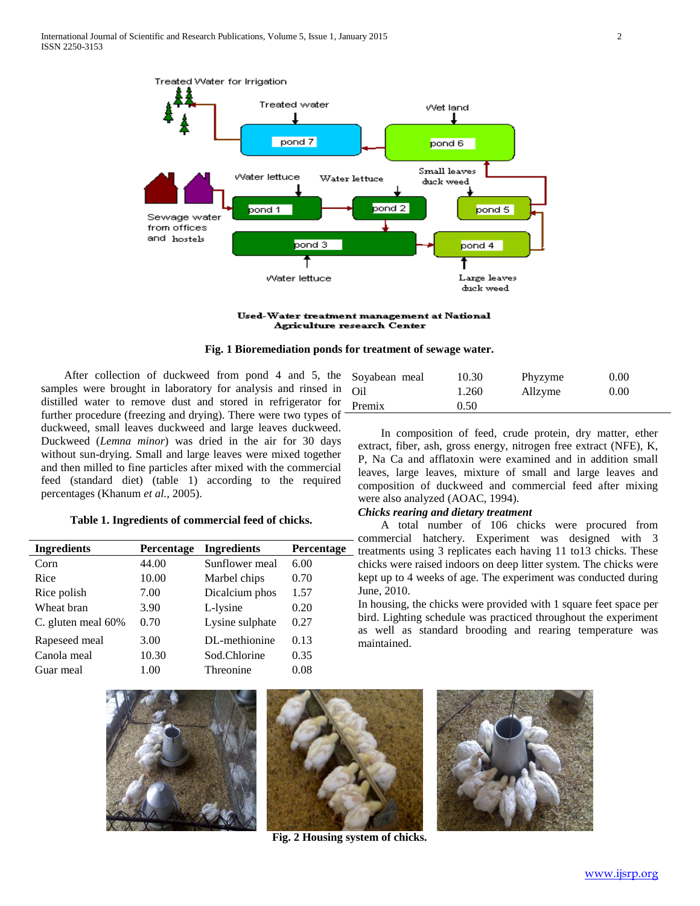Fig. 1 Bioremediation ponds for treatment of sewage water.

After collection of duckweed from pond 4 and 5, the samples were brought in laboratory for analysis and rinsed in distilled water to remove dust and stored in refrigerator for further procedure (freezing and drying). There were two types of duckweed, small leaves duckweed and large leaves duckweed. Duckweed (*Lemna minor*) was dried in the air for 30 days without sun-drying. Small and large leaves were mixed together and then milled to fine particles after mixed with the commercial feed (standard diet) (table 1) according to the required percentages (Khanum *et al.*, 2005).

**Table 1. Ingredients of commercial feed of chicks.**

| Ingredients | Percentage | Ingredients | Percentage |
|---|---|---|---|
| Corn | 44.00 | Sunflower meal | 6.00 |
| Rice | 10.00 | Marbel chips | 0.70 |
| Rice polish | 7.00 | Dicalcium phos | 1.57 |
| Wheat bran | 3.90 | L-lysine | 0.20 |
| C. gluten meal 60% | 0.70 | Lysine sulphate | 0.27 |
| Rapeseed meal | 3.00 | DL-methionine | 0.13 |
| Canola meal | 10.30 | Sod.Chlorine | 0.35 |
| Guar meal | 1.00 | Threonine | 0.08 |
| Soyabean meal | 10.30 | Phyzyme | 0.00 |
| Oil | 1.260 | Allzyme | 0.00 |
| Premix | 0.50 | | |

In composition of feed, crude protein, dry matter, ether extract, fiber, ash, gross energy, nitrogen free extract (NFE), K, P, Na Ca and afflatoxin were examined and in addition small leaves, large leaves, mixture of small and large leaves and composition of duckweed and commercial feed after mixing were also analyzed (AOAC, 1994).

***Chicks rearing and dietary treatment***

A total number of 106 chicks were procured from commercial hatchery. Experiment was designed with 3 treatments using 3 replicates each having 11 to13 chicks. These chicks were raised indoors on deep litter system. The chicks were kept up to 4 weeks of age. The experiment was conducted during June, 2010.

In housing, the chicks were provided with 1 square feet space per bird. Lighting schedule was practiced throughout the experiment as well as standard brooding and rearing temperature was maintained.

**Fig. 2 Housing system of chicks.**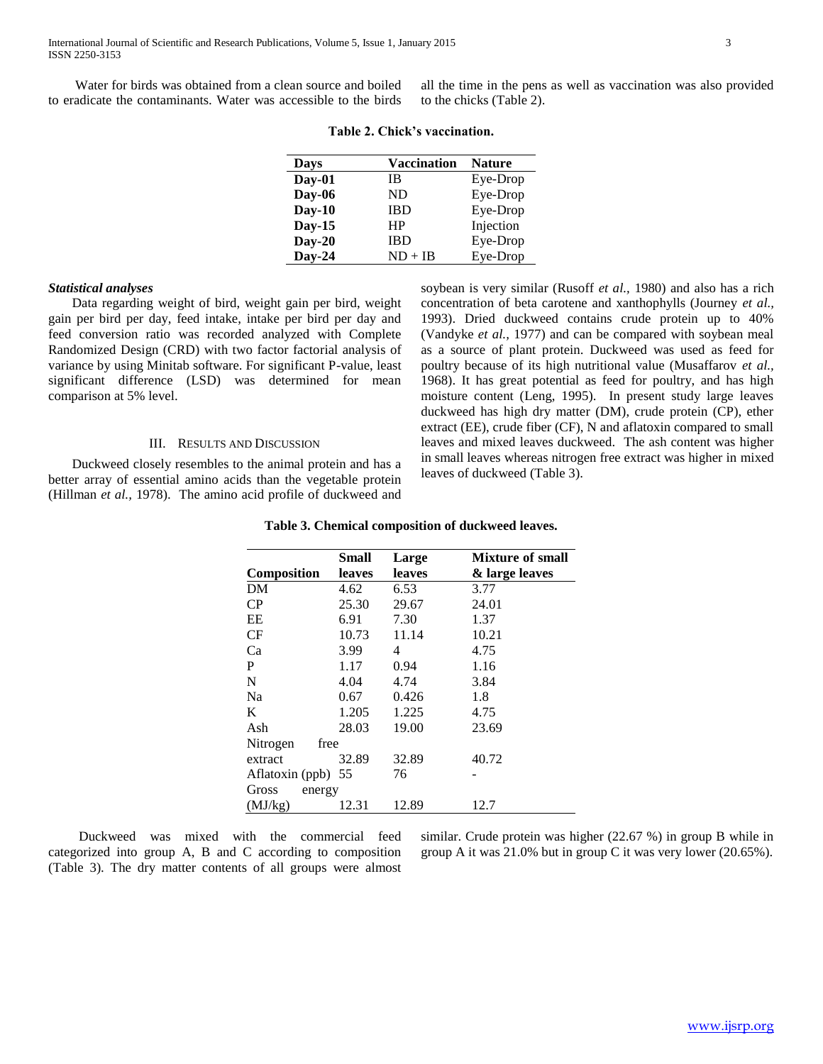Water for birds was obtained from a clean source and boiled to eradicate the contaminants. Water was accessible to the birds all the time in the pens as well as vaccination was also provided to the chicks (Table 2).

**Table 2. Chick's vaccination.**

| Days | Vaccination | Nature |
|---|---|---|
| **Day-01** | IB | Eye-Drop |
| **Day-06** | ND | Eye-Drop |
| **Day-10** | IBD | Eye-Drop |
| **Day-15** | HP | Injection |
| **Day-20** | IBD | Eye-Drop |
| **Day-24** | ND + IB | Eye-Drop |

***Statistical analyses***

Data regarding weight of bird, weight gain per bird, weight gain per bird per day, feed intake, intake per bird per day and feed conversion ratio was recorded analyzed with Complete Randomized Design (CRD) with two factor factorial analysis of variance by using Minitab software. For significant P-value, least significant difference (LSD) was determined for mean comparison at 5% level.

## III. Results and Discussion

Duckweed closely resembles to the animal protein and has a better array of essential amino acids than the vegetable protein (Hillman *et al.,* 1978). The amino acid profile of duckweed and soybean is very similar (Rusoff *et al.,* 1980) and also has a rich concentration of beta carotene and xanthophylls (Journey *et al.,* 1993). Dried duckweed contains crude protein up to 40% (Vandyke *et al.,* 1977) and can be compared with soybean meal as a source of plant protein. Duckweed was used as feed for poultry because of its high nutritional value (Musaffarov *et al.,* 1968). It has great potential as feed for poultry, and has high moisture content (Leng, 1995). In present study large leaves duckweed has high dry matter (DM), crude protein (CP), ether extract (EE), crude fiber (CF), N and aflatoxin compared to small leaves and mixed leaves duckweed. The ash content was higher in small leaves whereas nitrogen free extract was higher in mixed leaves of duckweed (Table 3).

**Table 3. Chemical composition of duckweed leaves.**

| Composition | Small leaves | Large leaves | Mixture of small & large leaves |
|---|---|---|---|
| DM | 4.62 | 6.53 | 3.77 |
| CP | 25.30 | 29.67 | 24.01 |
| EE | 6.91 | 7.30 | 1.37 |
| CF | 10.73 | 11.14 | 10.21 |
| Ca | 3.99 | 4 | 4.75 |
| P | 1.17 | 0.94 | 1.16 |
| N | 4.04 | 4.74 | 3.84 |
| Na | 0.67 | 0.426 | 1.8 |
| K | 1.205 | 1.225 | 4.75 |
| Ash | 28.03 | 19.00 | 23.69 |
| Nitrogen free extract | 32.89 | 32.89 | 40.72 |
| Aflatoxin (ppb) | 55 | 76 | - |
| Gross energy (MJ/kg) | 12.31 | 12.89 | 12.7 |

Duckweed was mixed with the commercial feed categorized into group A, B and C according to composition (Table 3). The dry matter contents of all groups were almost similar. Crude protein was higher (22.67 %) in group B while in group A it was 21.0% but in group C it was very lower (20.65%).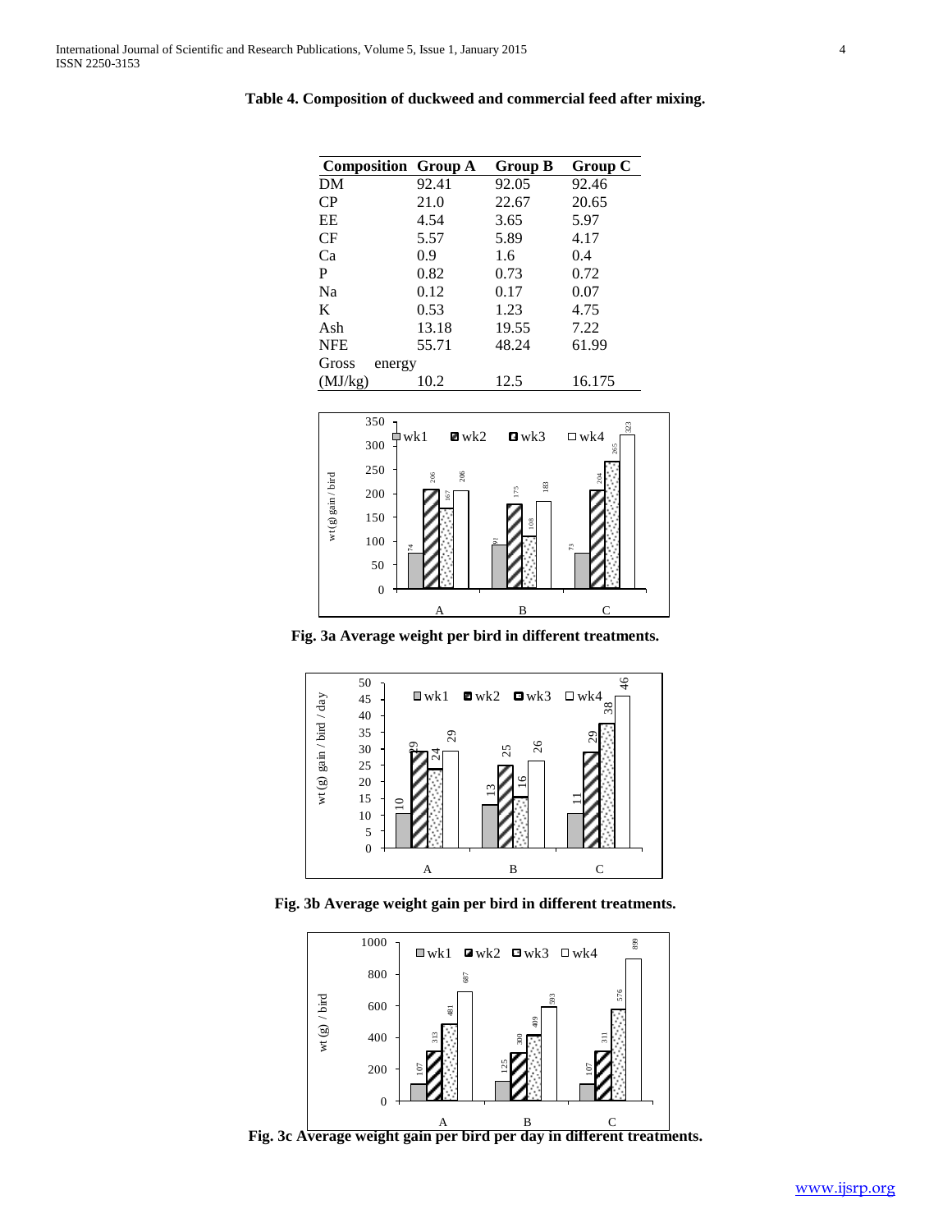**Table 4. Composition of duckweed and commercial feed after mixing.**

| Composition | Group A | Group B | Group C |
|---|---|---|---|
| DM | 92.41 | 92.05 | 92.46 |
| CP | 21.0 | 22.67 | 20.65 |
| EE | 4.54 | 3.65 | 5.97 |
| CF | 5.57 | 5.89 | 4.17 |
| Ca | 0.9 | 1.6 | 0.4 |
| P | 0.82 | 0.73 | 0.72 |
| Na | 0.12 | 0.17 | 0.07 |
| K | 0.53 | 1.23 | 4.75 |
| Ash | 13.18 | 19.55 | 7.22 |
| NFE | 55.71 | 48.24 | 61.99 |
| Gross energy (MJ/kg) | 10.2 | 12.5 | 16.175 |

**Fig. 3a Average weight per bird in different treatments.**

**Fig. 3b Average weight gain per bird in different treatments.**

**Fig. 3c Average weight gain per bird per day in different treatments.**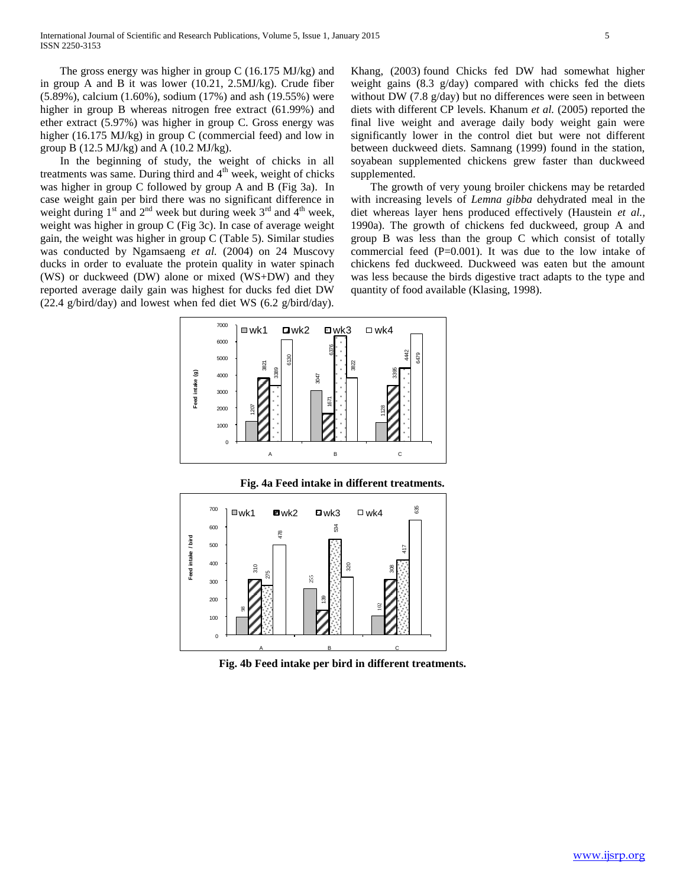The gross energy was higher in group C (16.175 MJ/kg) and in group A and B it was lower (10.21, 2.5MJ/kg). Crude fiber (5.89%), calcium (1.60%), sodium (17%) and ash (19.55%) were higher in group B whereas nitrogen free extract (61.99%) and ether extract (5.97%) was higher in group C. Gross energy was higher (16.175 MJ/kg) in group C (commercial feed) and low in group B (12.5 MJ/kg) and A (10.2 MJ/kg).

In the beginning of study, the weight of chicks in all treatments was same. During third and 4th week, weight of chicks was higher in group C followed by group A and B (Fig 3a). In case weight gain per bird there was no significant difference in weight during 1st and 2nd week but during week 3rd and 4th week, weight was higher in group C (Fig 3c). In case of average weight gain, the weight was higher in group C (Table 5). Similar studies was conducted by Ngamsaeng *et al.* (2004) on 24 Muscovy ducks in order to evaluate the protein quality in water spinach (WS) or duckweed (DW) alone or mixed (WS+DW) and they reported average daily gain was highest for ducks fed diet DW (22.4 g/bird/day) and lowest when fed diet WS (6.2 g/bird/day). Khang, (2003) found Chicks fed DW had somewhat higher weight gains (8.3 g/day) compared with chicks fed the diets without DW (7.8 g/day) but no differences were seen in between diets with different CP levels. Khanum *et al.* (2005) reported the final live weight and average daily body weight gain were significantly lower in the control diet but were not different between duckweed diets. Samnang (1999) found in the station, soyabean supplemented chickens grew faster than duckweed supplemented.

The growth of very young broiler chickens may be retarded with increasing levels of *Lemna gibba* dehydrated meal in the diet whereas layer hens produced effectively (Haustein *et al.*, 1990a). The growth of chickens fed duckweed, group A and group B was less than the group C which consist of totally commercial feed (P=0.001). It was due to the low intake of chickens fed duckweed. Duckweed was eaten but the amount was less because the birds digestive tract adapts to the type and quantity of food available (Klasing, 1998).

**Fig. 4a Feed intake in different treatments.**

**Fig. 4b Feed intake per bird in different treatments.**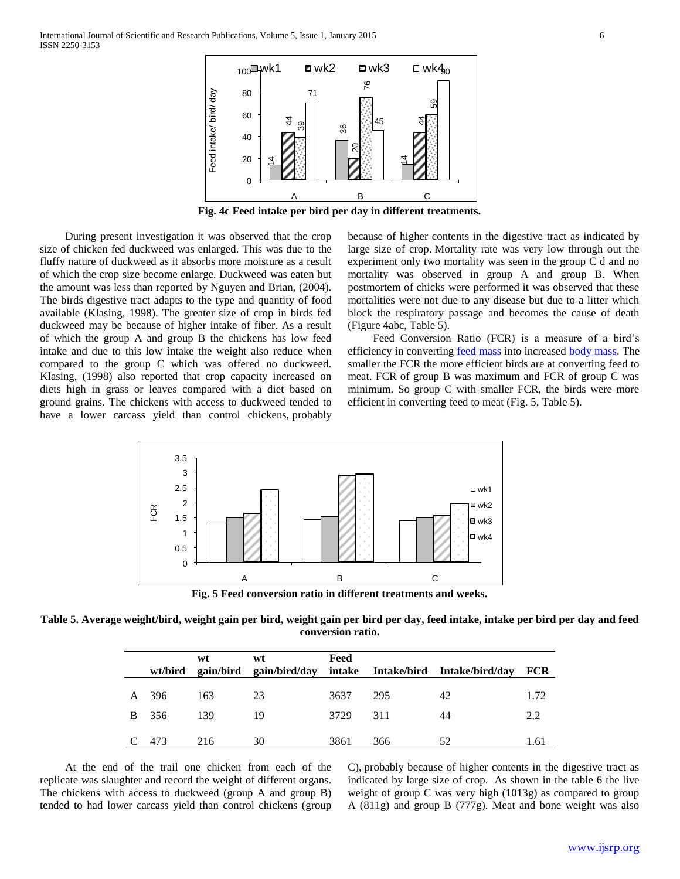Fig. 4c Feed intake per bird per day in different treatments.

During present investigation it was observed that the crop size of chicken fed duckweed was enlarged. This was due to the fluffy nature of duckweed as it absorbs more moisture as a result of which the crop size become enlarge. Duckweed was eaten but the amount was less than reported by Nguyen and Brian, (2004). The birds digestive tract adapts to the type and quantity of food available (Klasing, 1998). The greater size of crop in birds fed duckweed may be because of higher intake of fiber. As a result of which the group A and group B the chickens has low feed intake and due to this low intake the weight also reduce when compared to the group C which was offered no duckweed. Klasing, (1998) also reported that crop capacity increased on diets high in grass or leaves compared with a diet based on ground grains. The chickens with access to duckweed tended to have a lower carcass yield than control chickens, probably because of higher contents in the digestive tract as indicated by large size of crop. Mortality rate was very low through out the experiment only two mortality was seen in the group C d and no mortality was observed in group A and group B. When postmortem of chicks were performed it was observed that these mortalities were not due to any disease but due to a litter which block the respiratory passage and becomes the cause of death (Figure 4abc, Table 5).

Feed Conversion Ratio (FCR) is a measure of a bird's efficiency in converting feed mass into increased body mass. The smaller the FCR the more efficient birds are at converting feed to meat. FCR of group B was maximum and FCR of group C was minimum. So group C with smaller FCR, the birds were more efficient in converting feed to meat (Fig. 5, Table 5).

Fig. 5 Feed conversion ratio in different treatments and weeks.

**Table 5. Average weight/bird, weight gain per bird, weight gain per bird per day, feed intake, intake per bird per day and feed conversion ratio.**

| | wt/bird | wt gain/bird | wt gain/bird/day | Feed intake | Intake/bird | Intake/bird/day | FCR |
|---|---|---|---|---|---|---|---|
| A | 396 | 163 | 23 | 3637 | 295 | 42 | 1.72 |
| B | 356 | 139 | 19 | 3729 | 311 | 44 | 2.2 |
| C | 473 | 216 | 30 | 3861 | 366 | 52 | 1.61 |

At the end of the trail one chicken from each of the replicate was slaughter and record the weight of different organs. The chickens with access to duckweed (group A and group B) tended to had lower carcass yield than control chickens (group C), probably because of higher contents in the digestive tract as indicated by large size of crop. As shown in the table 6 the live weight of group C was very high (1013g) as compared to group A (811g) and group B (777g). Meat and bone weight was also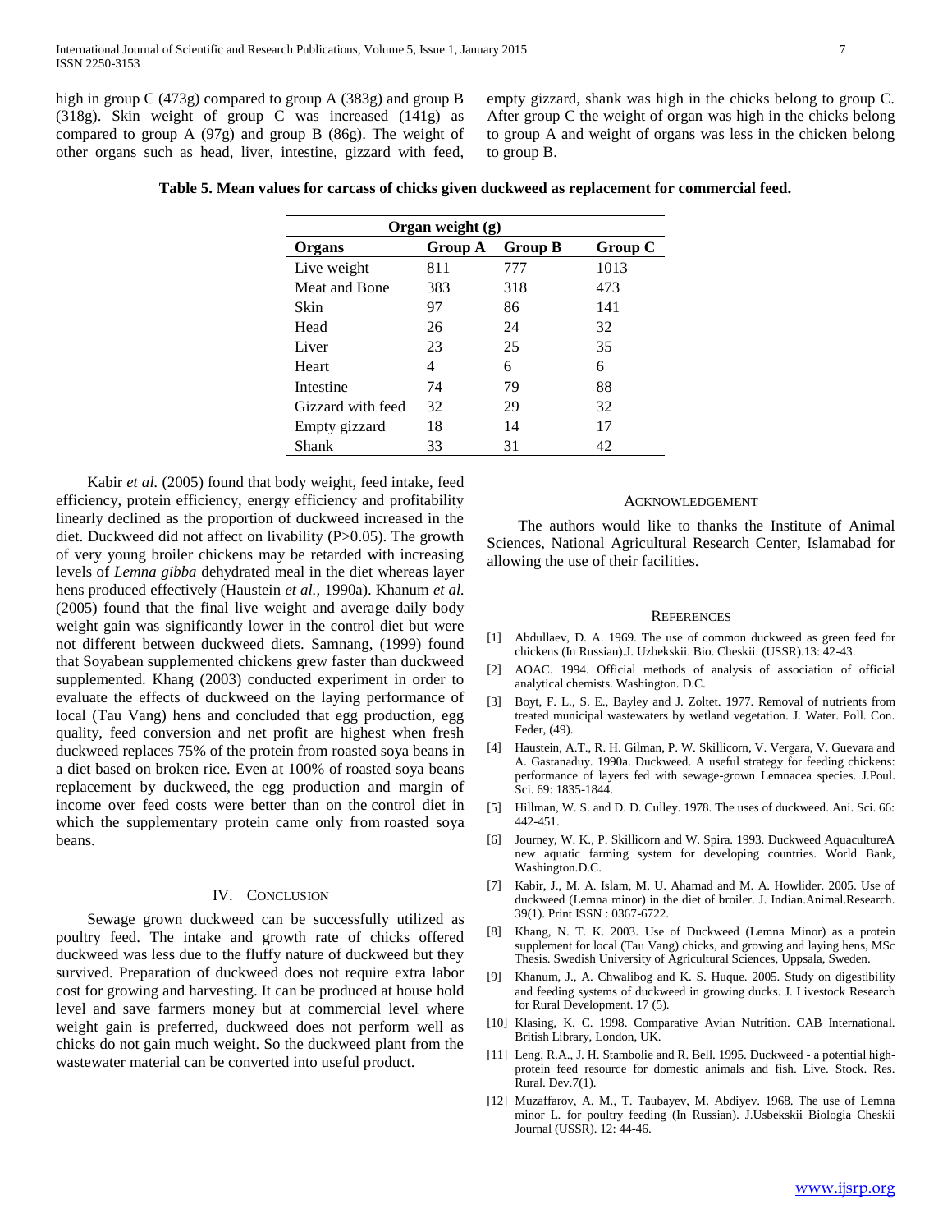high in group C (473g) compared to group A (383g) and group B (318g). Skin weight of group C was increased (141g) as compared to group A (97g) and group B (86g). The weight of other organs such as head, liver, intestine, gizzard with feed, empty gizzard, shank was high in the chicks belong to group C. After group C the weight of organ was high in the chicks belong to group A and weight of organs was less in the chicken belong to group B.

**Table 5. Mean values for carcass of chicks given duckweed as replacement for commercial feed.**

| Organ weight (g) | | | |
|---|---|---|---|
| **Organs** | **Group A** | **Group B** | **Group C** |
| Live weight | 811 | 777 | 1013 |
| Meat and Bone | 383 | 318 | 473 |
| Skin | 97 | 86 | 141 |
| Head | 26 | 24 | 32 |
| Liver | 23 | 25 | 35 |
| Heart | 4 | 6 | 6 |
| Intestine | 74 | 79 | 88 |
| Gizzard with feed | 32 | 29 | 32 |
| Empty gizzard | 18 | 14 | 17 |
| Shank | 33 | 31 | 42 |

Kabir *et al.* (2005) found that body weight, feed intake, feed efficiency, protein efficiency, energy efficiency and profitability linearly declined as the proportion of duckweed increased in the diet. Duckweed did not affect on livability (P>0.05). The growth of very young broiler chickens may be retarded with increasing levels of *Lemna gibba* dehydrated meal in the diet whereas layer hens produced effectively (Haustein *et al.,* 1990a). Khanum *et al.* (2005) found that the final live weight and average daily body weight gain was significantly lower in the control diet but were not different between duckweed diets. Samnang, (1999) found that Soyabean supplemented chickens grew faster than duckweed supplemented. Khang (2003) conducted experiment in order to evaluate the effects of duckweed on the laying performance of local (Tau Vang) hens and concluded that egg production, egg quality, feed conversion and net profit are highest when fresh duckweed replaces 75% of the protein from roasted soya beans in a diet based on broken rice. Even at 100% of roasted soya beans replacement by duckweed, the egg production and margin of income over feed costs were better than on the control diet in which the supplementary protein came only from roasted soya beans.

## IV. Conclusion

Sewage grown duckweed can be successfully utilized as poultry feed. The intake and growth rate of chicks offered duckweed was less due to the fluffy nature of duckweed but they survived. Preparation of duckweed does not require extra labor cost for growing and harvesting. It can be produced at house hold level and save farmers money but at commercial level where weight gain is preferred, duckweed does not perform well as chicks do not gain much weight. So the duckweed plant from the wastewater material can be converted into useful product.

## Acknowledgement

The authors would like to thanks the Institute of Animal Sciences, National Agricultural Research Center, Islamabad for allowing the use of their facilities.

## References

[1] Abdullaev, D. A. 1969. The use of common duckweed as green feed for chickens (In Russian).J. Uzbekskii. Bio. Cheskii. (USSR).13: 42-43.

[2] AOAC. 1994. Official methods of analysis of association of official analytical chemists. Washington. D.C.

[3] Boyt, F. L., S. E., Bayley and J. Zoltet. 1977. Removal of nutrients from treated municipal wastewaters by wetland vegetation. J. Water. Poll. Con. Feder, (49).

[4] Haustein, A.T., R. H. Gilman, P. W. Skillicorn, V. Vergara, V. Guevara and A. Gastanaduy. 1990a. Duckweed. A useful strategy for feeding chickens: performance of layers fed with sewage-grown Lemnacea species. J.Poul. Sci. 69: 1835-1844.

[5] Hillman, W. S. and D. D. Culley. 1978. The uses of duckweed. Ani. Sci. 66: 442-451.

[6] Journey, W. K., P. Skillicorn and W. Spira. 1993. Duckweed AquacultureA new aquatic farming system for developing countries. World Bank, Washington.D.C.

[7] Kabir, J., M. A. Islam, M. U. Ahamad and M. A. Howlider. 2005. Use of duckweed (Lemna minor) in the diet of broiler. J. Indian.Animal.Research. 39(1). Print ISSN : 0367-6722.

[8] Khang, N. T. K. 2003. Use of Duckweed (Lemna Minor) as a protein supplement for local (Tau Vang) chicks, and growing and laying hens, MSc Thesis. Swedish University of Agricultural Sciences, Uppsala, Sweden.

[9] Khanum, J., A. Chwalibog and K. S. Huque. 2005. Study on digestibility and feeding systems of duckweed in growing ducks. J. Livestock Research for Rural Development. 17 (5).

[10] Klasing, K. C. 1998. Comparative Avian Nutrition. CAB International. British Library, London, UK.

[11] Leng, R.A., J. H. Stambolie and R. Bell. 1995. Duckweed - a potential high-protein feed resource for domestic animals and fish. Live. Stock. Res. Rural. Dev.7(1).

[12] Muzaffarov, A. M., T. Taubayev, M. Abdiyev. 1968. The use of Lemna minor L. for poultry feeding (In Russian). J.Usbekskii Biologia Cheskii Journal (USSR). 12: 44-46.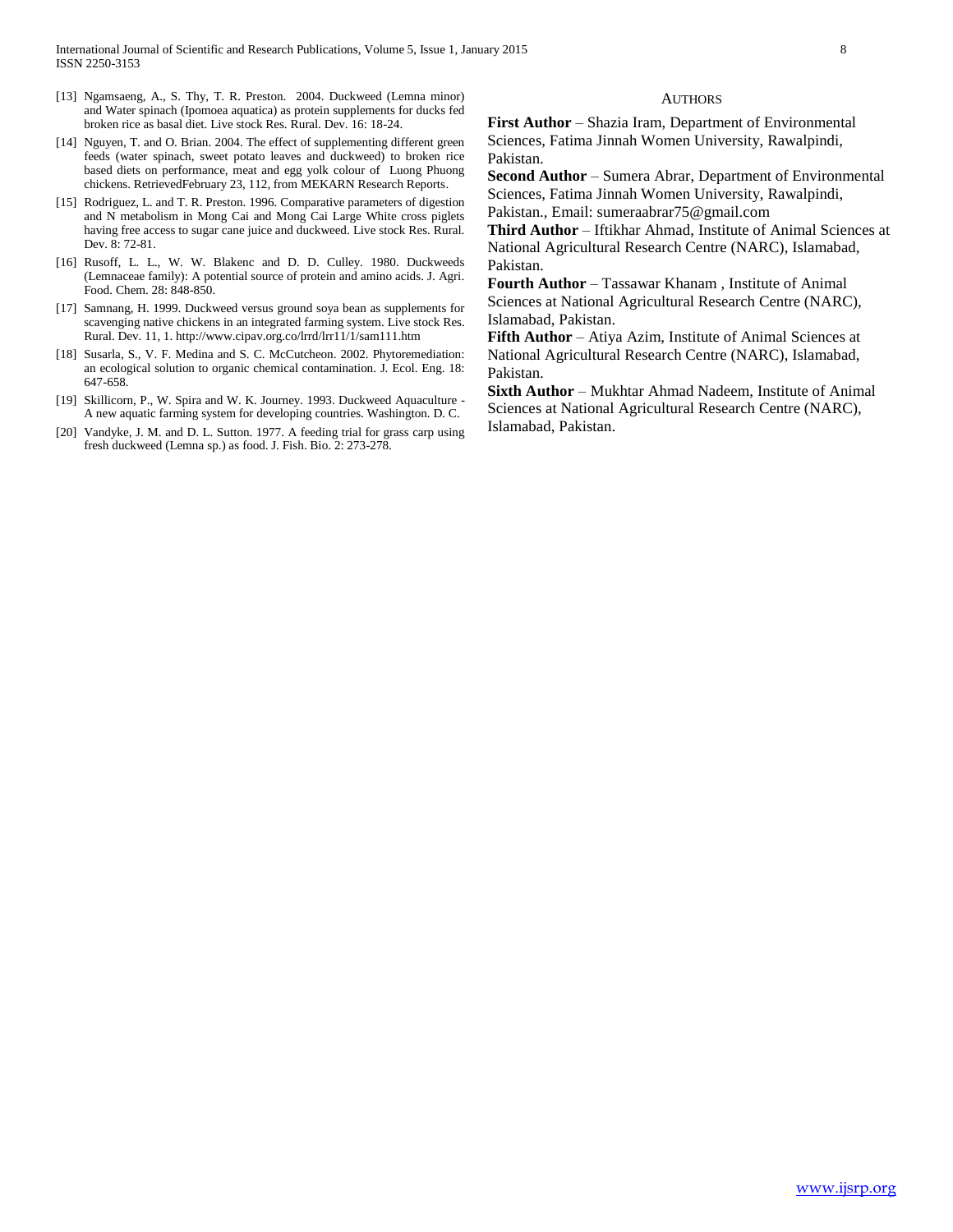[13] Ngamsaeng, A., S. Thy, T. R. Preston. 2004. Duckweed (Lemna minor) and Water spinach (Ipomoea aquatica) as protein supplements for ducks fed broken rice as basal diet. Live stock Res. Rural. Dev. 16: 18-24.

[14] Nguyen, T. and O. Brian. 2004. The effect of supplementing different green feeds (water spinach, sweet potato leaves and duckweed) to broken rice based diets on performance, meat and egg yolk colour of Luong Phuong chickens. RetrievedFebruary 23, 112, from MEKARN Research Reports.

[15] Rodriguez, L. and T. R. Preston. 1996. Comparative parameters of digestion and N metabolism in Mong Cai and Mong Cai Large White cross piglets having free access to sugar cane juice and duckweed. Live stock Res. Rural. Dev. 8: 72-81.

[16] Rusoff, L. L., W. W. Blakenc and D. D. Culley. 1980. Duckweeds (Lemnaceae family): A potential source of protein and amino acids. J. Agri. Food. Chem. 28: 848-850.

[17] Samnang, H. 1999. Duckweed versus ground soya bean as supplements for scavenging native chickens in an integrated farming system. Live stock Res. Rural. Dev. 11, 1. http://www.cipav.org.co/lrrd/lrr11/1/sam111.htm

[18] Susarla, S., V. F. Medina and S. C. McCutcheon. 2002. Phytoremediation: an ecological solution to organic chemical contamination. J. Ecol. Eng. 18: 647-658.

[19] Skillicorn, P., W. Spira and W. K. Journey. 1993. Duckweed Aquaculture - A new aquatic farming system for developing countries. Washington. D. C.

[20] Vandyke, J. M. and D. L. Sutton. 1977. A feeding trial for grass carp using fresh duckweed (Lemna sp.) as food. J. Fish. Bio. 2: 273-278.

## Authors

**First Author** – Shazia Iram, Department of Environmental Sciences, Fatima Jinnah Women University, Rawalpindi, Pakistan.

**Second Author** – Sumera Abrar, Department of Environmental Sciences, Fatima Jinnah Women University, Rawalpindi, Pakistan., Email: sumeraabrar75@gmail.com

**Third Author** – Iftikhar Ahmad, Institute of Animal Sciences at National Agricultural Research Centre (NARC), Islamabad, Pakistan.

**Fourth Author** – Tassawar Khanam , Institute of Animal Sciences at National Agricultural Research Centre (NARC), Islamabad, Pakistan.

**Fifth Author** – Atiya Azim, Institute of Animal Sciences at National Agricultural Research Centre (NARC), Islamabad, Pakistan.

**Sixth Author** – Mukhtar Ahmad Nadeem, Institute of Animal Sciences at National Agricultural Research Centre (NARC), Islamabad, Pakistan.